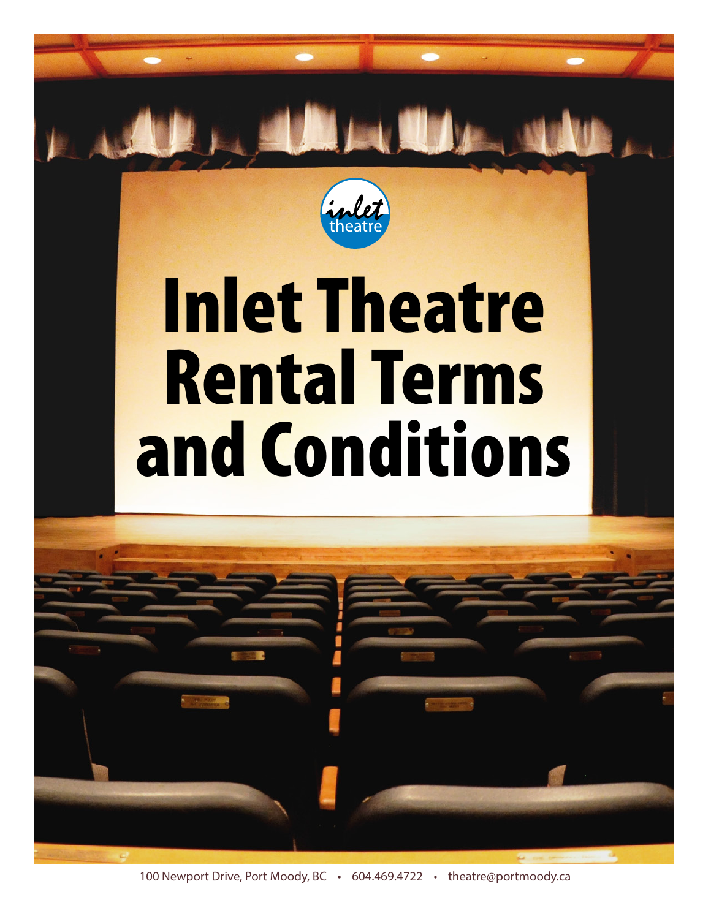inlet theatre

# Inlet Theatre Rental Terms and Conditions

100 Newport Drive, Port Moody, BC • 604.469.4722 • theatre@portmoody.ca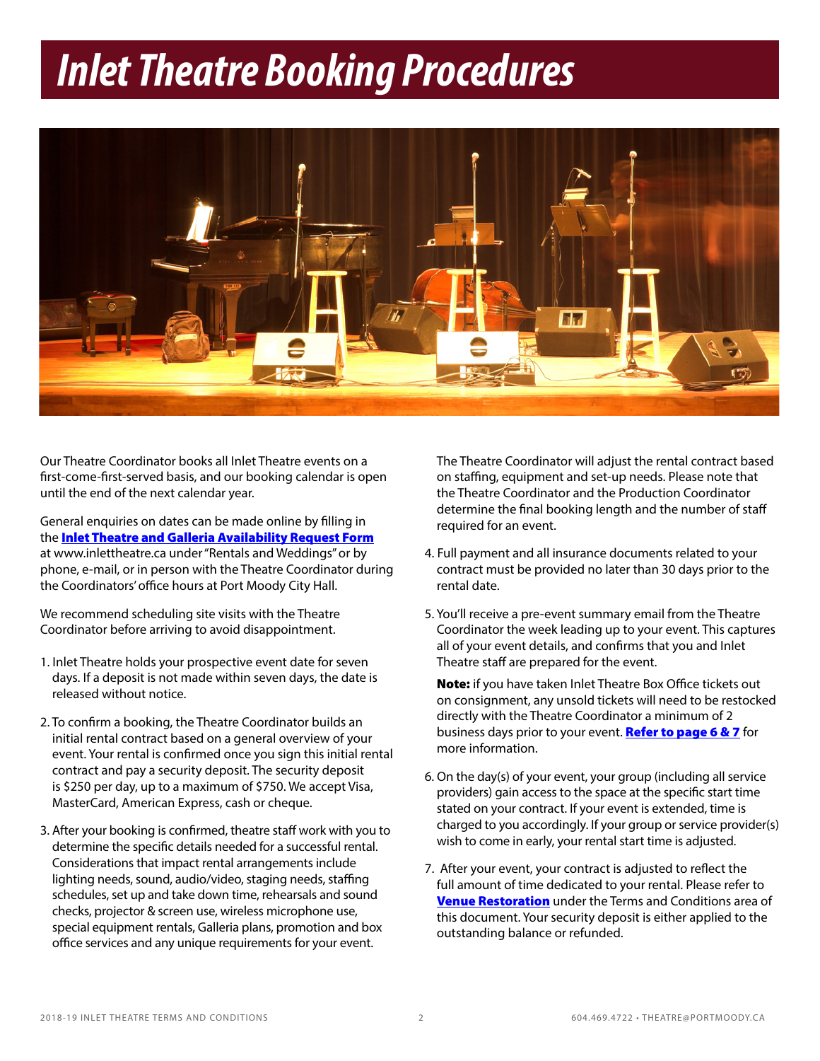# Inlet Theatre Booking Procedures

Our Theatre Coordinator books all Inlet Theatre events on a first-come-first-served basis, and our booking calendar is open until the end of the next calendar year.

General enquiries on dates can be made online by filling in the **Inlet Theatre and Galleria Availability Request Form** at www.inlettheatre.ca under "Rentals and Weddings" or by phone, e-mail, or in person with the Theatre Coordinator during the Coordinators' office hours at Port Moody City Hall.

We recommend scheduling site visits with the Theatre Coordinator before arriving to avoid disappointment.

1. Inlet Theatre holds your prospective event date for seven days. If a deposit is not made within seven days, the date is released without notice.
2. To confirm a booking, the Theatre Coordinator builds an initial rental contract based on a general overview of your event. Your rental is confirmed once you sign this initial rental contract and pay a security deposit. The security deposit is $250 per day, up to a maximum of $750. We accept Visa, MasterCard, American Express, cash or cheque.
3. After your booking is confirmed, theatre staff work with you to determine the specific details needed for a successful rental. Considerations that impact rental arrangements include lighting needs, sound, audio/video, staging needs, staffing schedules, set up and take down time, rehearsals and sound checks, projector & screen use, wireless microphone use, special equipment rentals, Galleria plans, promotion and box office services and any unique requirements for your event.

   The Theatre Coordinator will adjust the rental contract based on staffing, equipment and set-up needs. Please note that the Theatre Coordinator and the Production Coordinator determine the final booking length and the number of staff required for an event.
4. Full payment and all insurance documents related to your contract must be provided no later than 30 days prior to the rental date.
5. You'll receive a pre-event summary email from the Theatre Coordinator the week leading up to your event. This captures all of your event details, and confirms that you and Inlet Theatre staff are prepared for the event.

   **Note:** if you have taken Inlet Theatre Box Office tickets out on consignment, any unsold tickets will need to be restocked directly with the Theatre Coordinator a minimum of 2 business days prior to your event. **Refer to page 6 & 7** for more information.
6. On the day(s) of your event, your group (including all service providers) gain access to the space at the specific start time stated on your contract. If your event is extended, time is charged to you accordingly. If your group or service provider(s) wish to come in early, your rental start time is adjusted.
7. After your event, your contract is adjusted to reflect the full amount of time dedicated to your rental. Please refer to **Venue Restoration** under the Terms and Conditions area of this document. Your security deposit is either applied to the outstanding balance or refunded.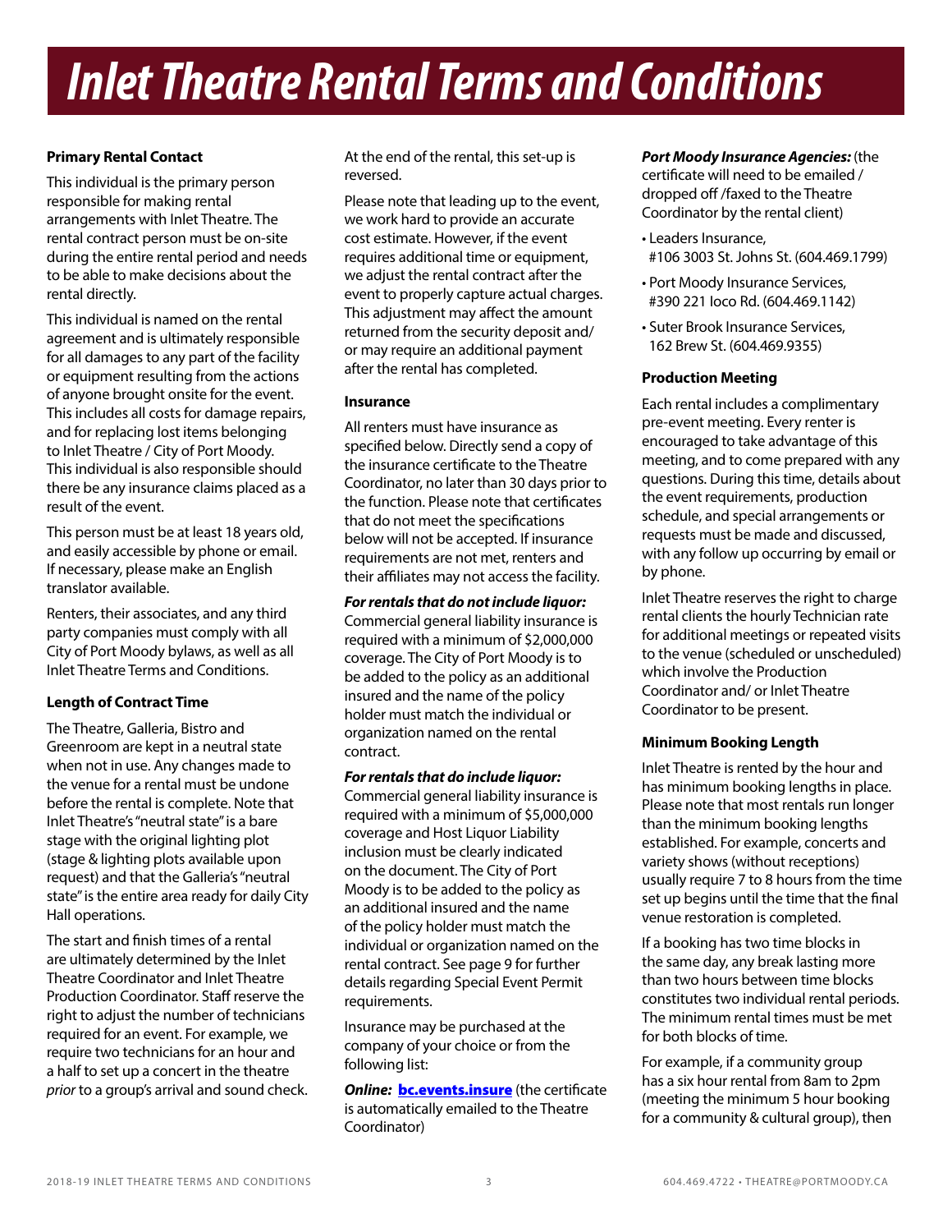# Inlet Theatre Rental Terms and Conditions

**Primary Rental Contact**

This individual is the primary person responsible for making rental arrangements with Inlet Theatre. The rental contract person must be on-site during the entire rental period and needs to be able to make decisions about the rental directly.

This individual is named on the rental agreement and is ultimately responsible for all damages to any part of the facility or equipment resulting from the actions of anyone brought onsite for the event. This includes all costs for damage repairs, and for replacing lost items belonging to Inlet Theatre / City of Port Moody. This individual is also responsible should there be any insurance claims placed as a result of the event.

This person must be at least 18 years old, and easily accessible by phone or email. If necessary, please make an English translator available.

Renters, their associates, and any third party companies must comply with all City of Port Moody bylaws, as well as all Inlet Theatre Terms and Conditions.

**Length of Contract Time**

The Theatre, Galleria, Bistro and Greenroom are kept in a neutral state when not in use. Any changes made to the venue for a rental must be undone before the rental is complete. Note that Inlet Theatre's "neutral state" is a bare stage with the original lighting plot (stage & lighting plots available upon request) and that the Galleria's "neutral state" is the entire area ready for daily City Hall operations.

The start and finish times of a rental are ultimately determined by the Inlet Theatre Coordinator and Inlet Theatre Production Coordinator. Staff reserve the right to adjust the number of technicians required for an event. For example, we require two technicians for an hour and a half to set up a concert in the theatre *prior* to a group's arrival and sound check. At the end of the rental, this set-up is reversed.

Please note that leading up to the event, we work hard to provide an accurate cost estimate. However, if the event requires additional time or equipment, we adjust the rental contract after the event to properly capture actual charges. This adjustment may affect the amount returned from the security deposit and/or may require an additional payment after the rental has completed.

**Insurance**

All renters must have insurance as specified below. Directly send a copy of the insurance certificate to the Theatre Coordinator, no later than 30 days prior to the function. Please note that certificates that do not meet the specifications below will not be accepted. If insurance requirements are not met, renters and their affiliates may not access the facility.

***For rentals that do not include liquor:*** Commercial general liability insurance is required with a minimum of $2,000,000 coverage. The City of Port Moody is to be added to the policy as an additional insured and the name of the policy holder must match the individual or organization named on the rental contract.

***For rentals that do include liquor:*** Commercial general liability insurance is required with a minimum of $5,000,000 coverage and Host Liquor Liability inclusion must be clearly indicated on the document. The City of Port Moody is to be added to the policy as an additional insured and the name of the policy holder must match the individual or organization named on the rental contract. See page 9 for further details regarding Special Event Permit requirements.

Insurance may be purchased at the company of your choice or from the following list:

***Online:*** **bc.events.insure** (the certificate is automatically emailed to the Theatre Coordinator)

***Port Moody Insurance Agencies:*** (the certificate will need to be emailed / dropped off /faxed to the Theatre Coordinator by the rental client)

- Leaders Insurance, #106 3003 St. Johns St. (604.469.1799)
- Port Moody Insurance Services, #390 221 Ioco Rd. (604.469.1142)
- Suter Brook Insurance Services, 162 Brew St. (604.469.9355)

**Production Meeting**

Each rental includes a complimentary pre-event meeting. Every renter is encouraged to take advantage of this meeting, and to come prepared with any questions. During this time, details about the event requirements, production schedule, and special arrangements or requests must be made and discussed, with any follow up occurring by email or by phone.

Inlet Theatre reserves the right to charge rental clients the hourly Technician rate for additional meetings or repeated visits to the venue (scheduled or unscheduled) which involve the Production Coordinator and/ or Inlet Theatre Coordinator to be present.

**Minimum Booking Length**

Inlet Theatre is rented by the hour and has minimum booking lengths in place. Please note that most rentals run longer than the minimum booking lengths established. For example, concerts and variety shows (without receptions) usually require 7 to 8 hours from the time set up begins until the time that the final venue restoration is completed.

If a booking has two time blocks in the same day, any break lasting more than two hours between time blocks constitutes two individual rental periods. The minimum rental times must be met for both blocks of time.

For example, if a community group has a six hour rental from 8am to 2pm (meeting the minimum 5 hour booking for a community & cultural group), then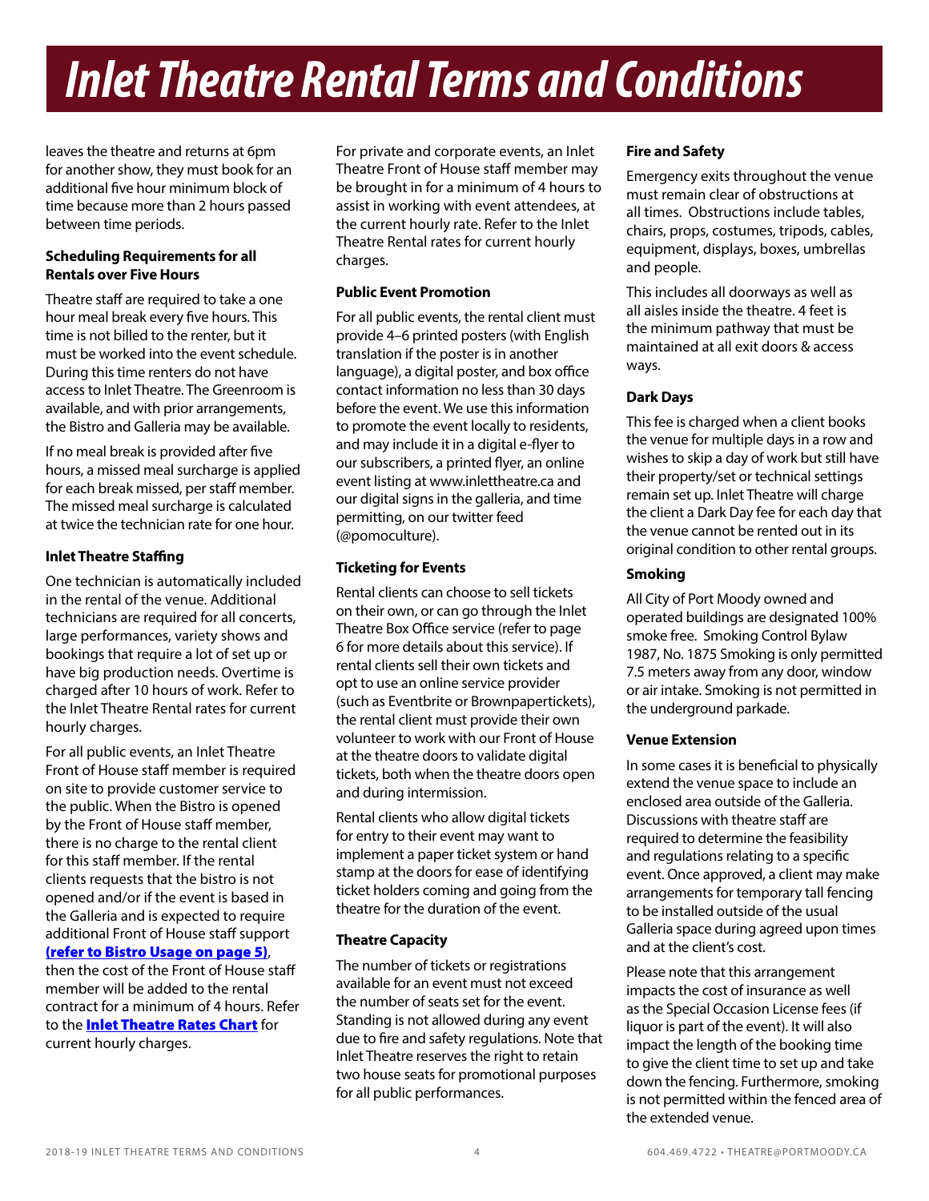# Inlet Theatre Rental Terms and Conditions

leaves the theatre and returns at 6pm for another show, they must book for an additional five hour minimum block of time because more than 2 hours passed between time periods.

**Scheduling Requirements for all Rentals over Five Hours**

Theatre staff are required to take a one hour meal break every five hours. This time is not billed to the renter, but it must be worked into the event schedule. During this time renters do not have access to Inlet Theatre. The Greenroom is available, and with prior arrangements, the Bistro and Galleria may be available.

If no meal break is provided after five hours, a missed meal surcharge is applied for each break missed, per staff member. The missed meal surcharge is calculated at twice the technician rate for one hour.

**Inlet Theatre Staffing**

One technician is automatically included in the rental of the venue. Additional technicians are required for all concerts, large performances, variety shows and bookings that require a lot of set up or have big production needs. Overtime is charged after 10 hours of work. Refer to the Inlet Theatre Rental rates for current hourly charges.

For all public events, an Inlet Theatre Front of House staff member is required on site to provide customer service to the public. When the Bistro is opened by the Front of House staff member, there is no charge to the rental client for this staff member. If the rental clients requests that the bistro is not opened and/or if the event is based in the Galleria and is expected to require additional Front of House staff support **(refer to Bistro Usage on page 5)**, then the cost of the Front of House staff member will be added to the rental contract for a minimum of 4 hours. Refer to the **Inlet Theatre Rates Chart** for current hourly charges.

For private and corporate events, an Inlet Theatre Front of House staff member may be brought in for a minimum of 4 hours to assist in working with event attendees, at the current hourly rate. Refer to the Inlet Theatre Rental rates for current hourly charges.

**Public Event Promotion**

For all public events, the rental client must provide 4–6 printed posters (with English translation if the poster is in another language), a digital poster, and box office contact information no less than 30 days before the event. We use this information to promote the event locally to residents, and may include it in a digital e-flyer to our subscribers, a printed flyer, an online event listing at www.inlettheatre.ca and our digital signs in the galleria, and time permitting, on our twitter feed (@pomoculture).

**Ticketing for Events**

Rental clients can choose to sell tickets on their own, or can go through the Inlet Theatre Box Office service (refer to page 6 for more details about this service). If rental clients sell their own tickets and opt to use an online service provider (such as Eventbrite or Brownpapertickets), the rental client must provide their own volunteer to work with our Front of House at the theatre doors to validate digital tickets, both when the theatre doors open and during intermission.

Rental clients who allow digital tickets for entry to their event may want to implement a paper ticket system or hand stamp at the doors for ease of identifying ticket holders coming and going from the theatre for the duration of the event.

**Theatre Capacity**

The number of tickets or registrations available for an event must not exceed the number of seats set for the event. Standing is not allowed during any event due to fire and safety regulations. Note that Inlet Theatre reserves the right to retain two house seats for promotional purposes for all public performances.

**Fire and Safety**

Emergency exits throughout the venue must remain clear of obstructions at all times. Obstructions include tables, chairs, props, costumes, tripods, cables, equipment, displays, boxes, umbrellas and people.

This includes all doorways as well as all aisles inside the theatre. 4 feet is the minimum pathway that must be maintained at all exit doors & access ways.

**Dark Days**

This fee is charged when a client books the venue for multiple days in a row and wishes to skip a day of work but still have their property/set or technical settings remain set up. Inlet Theatre will charge the client a Dark Day fee for each day that the venue cannot be rented out in its original condition to other rental groups.

**Smoking**

All City of Port Moody owned and operated buildings are designated 100% smoke free. Smoking Control Bylaw 1987, No. 1875 Smoking is only permitted 7.5 meters away from any door, window or air intake. Smoking is not permitted in the underground parkade.

**Venue Extension**

In some cases it is beneficial to physically extend the venue space to include an enclosed area outside of the Galleria. Discussions with theatre staff are required to determine the feasibility and regulations relating to a specific event. Once approved, a client may make arrangements for temporary tall fencing to be installed outside of the usual Galleria space during agreed upon times and at the client's cost.

Please note that this arrangement impacts the cost of insurance as well as the Special Occasion License fees (if liquor is part of the event). It will also impact the length of the booking time to give the client time to set up and take down the fencing. Furthermore, smoking is not permitted within the fenced area of the extended venue.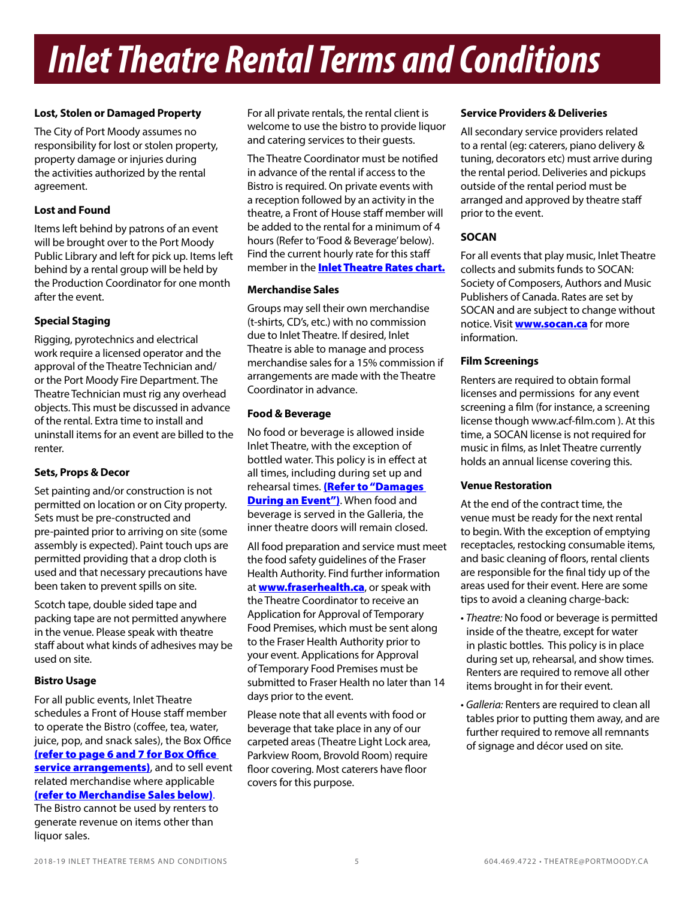# Inlet Theatre Rental Terms and Conditions

**Lost, Stolen or Damaged Property**

The City of Port Moody assumes no responsibility for lost or stolen property, property damage or injuries during the activities authorized by the rental agreement.

**Lost and Found**

Items left behind by patrons of an event will be brought over to the Port Moody Public Library and left for pick up. Items left behind by a rental group will be held by the Production Coordinator for one month after the event.

**Special Staging**

Rigging, pyrotechnics and electrical work require a licensed operator and the approval of the Theatre Technician and/or the Port Moody Fire Department. The Theatre Technician must rig any overhead objects. This must be discussed in advance of the rental. Extra time to install and uninstall items for an event are billed to the renter.

**Sets, Props & Decor**

Set painting and/or construction is not permitted on location or on City property. Sets must be pre-constructed and pre-painted prior to arriving on site (some assembly is expected). Paint touch ups are permitted providing that a drop cloth is used and that necessary precautions have been taken to prevent spills on site.

Scotch tape, double sided tape and packing tape are not permitted anywhere in the venue. Please speak with theatre staff about what kinds of adhesives may be used on site.

**Bistro Usage**

For all public events, Inlet Theatre schedules a Front of House staff member to operate the Bistro (coffee, tea, water, juice, pop, and snack sales), the Box Office **(refer to page 6 and 7 for Box Office service arrangements)**, and to sell event related merchandise where applicable **(refer to Merchandise Sales below)**. The Bistro cannot be used by renters to generate revenue on items other than liquor sales.

For all private rentals, the rental client is welcome to use the bistro to provide liquor and catering services to their guests.

The Theatre Coordinator must be notified in advance of the rental if access to the Bistro is required. On private events with a reception followed by an activity in the theatre, a Front of House staff member will be added to the rental for a minimum of 4 hours (Refer to 'Food & Beverage' below). Find the current hourly rate for this staff member in the **Inlet Theatre Rates chart.**

**Merchandise Sales**

Groups may sell their own merchandise (t-shirts, CD's, etc.) with no commission due to Inlet Theatre. If desired, Inlet Theatre is able to manage and process merchandise sales for a 15% commission if arrangements are made with the Theatre Coordinator in advance.

**Food & Beverage**

No food or beverage is allowed inside Inlet Theatre, with the exception of bottled water. This policy is in effect at all times, including during set up and rehearsal times. **(Refer to "Damages During an Event")**. When food and beverage is served in the Galleria, the inner theatre doors will remain closed.

All food preparation and service must meet the food safety guidelines of the Fraser Health Authority. Find further information at **www.fraserhealth.ca**, or speak with the Theatre Coordinator to receive an Application for Approval of Temporary Food Premises, which must be sent along to the Fraser Health Authority prior to your event. Applications for Approval of Temporary Food Premises must be submitted to Fraser Health no later than 14 days prior to the event.

Please note that all events with food or beverage that take place in any of our carpeted areas (Theatre Light Lock area, Parkview Room, Brovold Room) require floor covering. Most caterers have floor covers for this purpose.

**Service Providers & Deliveries**

All secondary service providers related to a rental (eg: caterers, piano delivery & tuning, decorators etc) must arrive during the rental period. Deliveries and pickups outside of the rental period must be arranged and approved by theatre staff prior to the event.

**SOCAN**

For all events that play music, Inlet Theatre collects and submits funds to SOCAN: Society of Composers, Authors and Music Publishers of Canada. Rates are set by SOCAN and are subject to change without notice. Visit **www.socan.ca** for more information.

**Film Screenings**

Renters are required to obtain formal licenses and permissions for any event screening a film (for instance, a screening license though www.acf-film.com ). At this time, a SOCAN license is not required for music in films, as Inlet Theatre currently holds an annual license covering this.

**Venue Restoration**

At the end of the contract time, the venue must be ready for the next rental to begin. With the exception of emptying receptacles, restocking consumable items, and basic cleaning of floors, rental clients are responsible for the final tidy up of the areas used for their event. Here are some tips to avoid a cleaning charge-back:

- *Theatre:* No food or beverage is permitted inside of the theatre, except for water in plastic bottles. This policy is in place during set up, rehearsal, and show times. Renters are required to remove all other items brought in for their event.
- *Galleria:* Renters are required to clean all tables prior to putting them away, and are further required to remove all remnants of signage and décor used on site.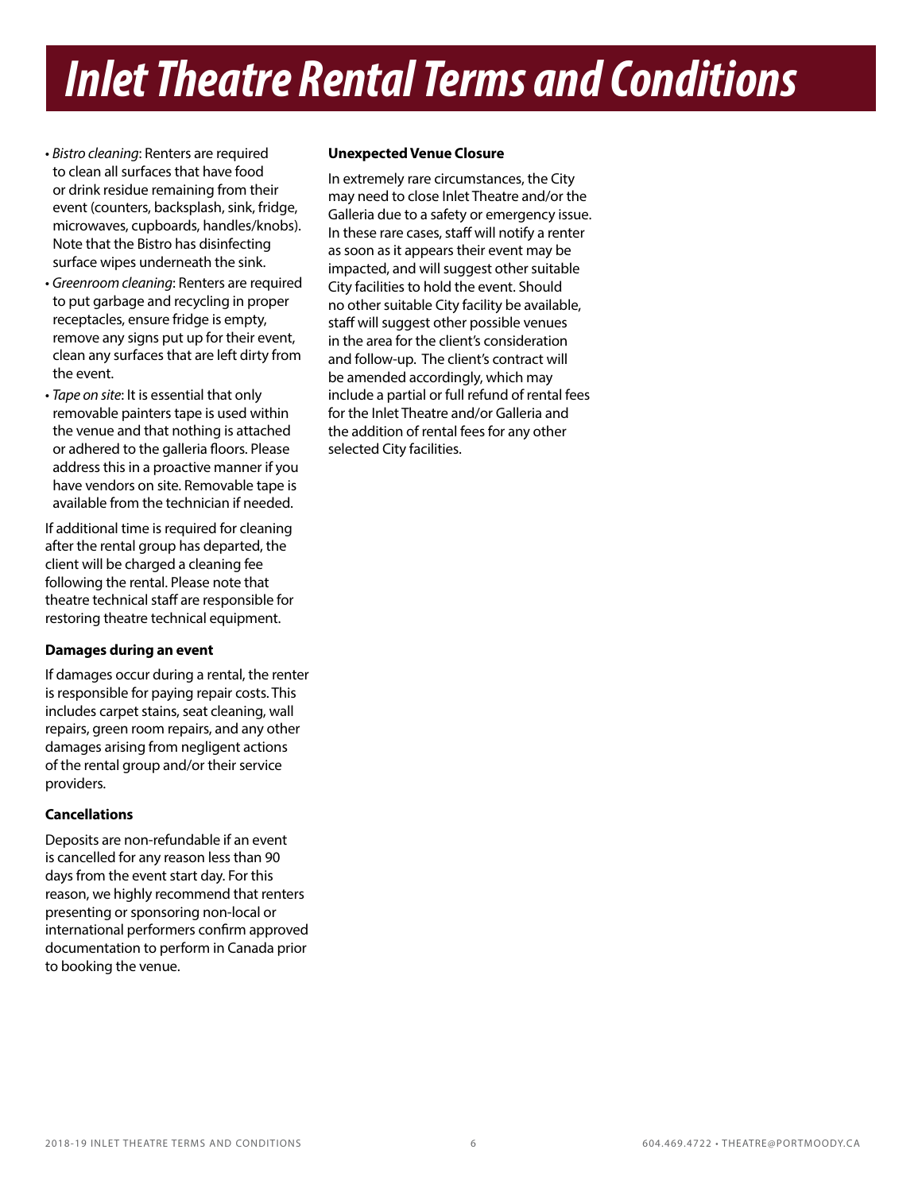# Inlet Theatre Rental Terms and Conditions

- *Bistro cleaning*: Renters are required to clean all surfaces that have food or drink residue remaining from their event (counters, backsplash, sink, fridge, microwaves, cupboards, handles/knobs). Note that the Bistro has disinfecting surface wipes underneath the sink.
- *Greenroom cleaning*: Renters are required to put garbage and recycling in proper receptacles, ensure fridge is empty, remove any signs put up for their event, clean any surfaces that are left dirty from the event.
- *Tape on site*: It is essential that only removable painters tape is used within the venue and that nothing is attached or adhered to the galleria floors. Please address this in a proactive manner if you have vendors on site. Removable tape is available from the technician if needed.

If additional time is required for cleaning after the rental group has departed, the client will be charged a cleaning fee following the rental. Please note that theatre technical staff are responsible for restoring theatre technical equipment.

**Damages during an event**

If damages occur during a rental, the renter is responsible for paying repair costs. This includes carpet stains, seat cleaning, wall repairs, green room repairs, and any other damages arising from negligent actions of the rental group and/or their service providers.

**Cancellations**

Deposits are non-refundable if an event is cancelled for any reason less than 90 days from the event start day. For this reason, we highly recommend that renters presenting or sponsoring non-local or international performers confirm approved documentation to perform in Canada prior to booking the venue.

**Unexpected Venue Closure**

In extremely rare circumstances, the City may need to close Inlet Theatre and/or the Galleria due to a safety or emergency issue. In these rare cases, staff will notify a renter as soon as it appears their event may be impacted, and will suggest other suitable City facilities to hold the event. Should no other suitable City facility be available, staff will suggest other possible venues in the area for the client's consideration and follow-up. The client's contract will be amended accordingly, which may include a partial or full refund of rental fees for the Inlet Theatre and/or Galleria and the addition of rental fees for any other selected City facilities.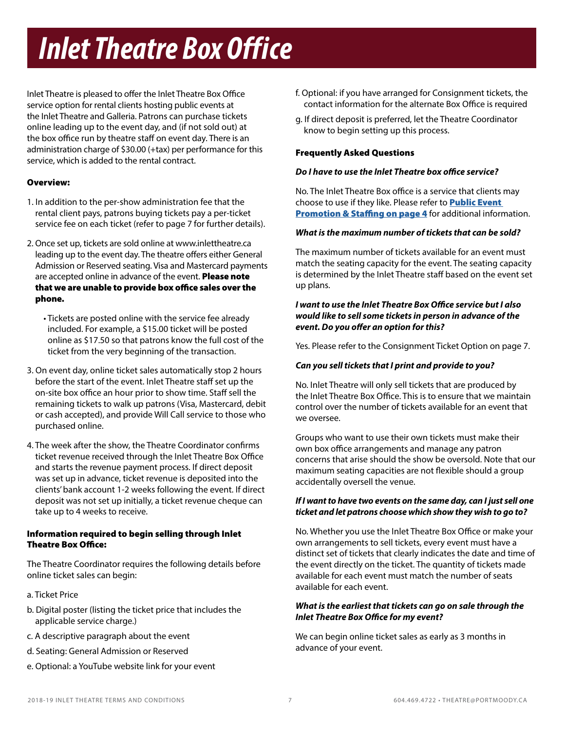# Inlet Theatre Box Office

Inlet Theatre is pleased to offer the Inlet Theatre Box Office service option for rental clients hosting public events at the Inlet Theatre and Galleria. Patrons can purchase tickets online leading up to the event day, and (if not sold out) at the box office run by theatre staff on event day. There is an administration charge of $30.00 (+tax) per performance for this service, which is added to the rental contract.

### Overview:

1. In addition to the per-show administration fee that the rental client pays, patrons buying tickets pay a per-ticket service fee on each ticket (refer to page 7 for further details).
2. Once set up, tickets are sold online at www.inlettheatre.ca leading up to the event day. The theatre offers either General Admission or Reserved seating. Visa and Mastercard payments are accepted online in advance of the event. **Please note that we are unable to provide box office sales over the phone.**
   - Tickets are posted online with the service fee already included. For example, a $15.00 ticket will be posted online as $17.50 so that patrons know the full cost of the ticket from the very beginning of the transaction.
3. On event day, online ticket sales automatically stop 2 hours before the start of the event. Inlet Theatre staff set up the on-site box office an hour prior to show time. Staff sell the remaining tickets to walk up patrons (Visa, Mastercard, debit or cash accepted), and provide Will Call service to those who purchased online.
4. The week after the show, the Theatre Coordinator confirms ticket revenue received through the Inlet Theatre Box Office and starts the revenue payment process. If direct deposit was set up in advance, ticket revenue is deposited into the clients' bank account 1-2 weeks following the event. If direct deposit was not set up initially, a ticket revenue cheque can take up to 4 weeks to receive.

### Information required to begin selling through Inlet Theatre Box Office:

The Theatre Coordinator requires the following details before online ticket sales can begin:

a. Ticket Price

b. Digital poster (listing the ticket price that includes the applicable service charge.)

c. A descriptive paragraph about the event

d. Seating: General Admission or Reserved

e. Optional: a YouTube website link for your event

f. Optional: if you have arranged for Consignment tickets, the contact information for the alternate Box Office is required

g. If direct deposit is preferred, let the Theatre Coordinator know to begin setting up this process.

### Frequently Asked Questions

***Do I have to use the Inlet Theatre box office service?***

No. The Inlet Theatre Box office is a service that clients may choose to use if they like. Please refer to **Public Event Promotion & Staffing on page 4** for additional information.

***What is the maximum number of tickets that can be sold?***

The maximum number of tickets available for an event must match the seating capacity for the event. The seating capacity is determined by the Inlet Theatre staff based on the event set up plans.

***I want to use the Inlet Theatre Box Office service but I also would like to sell some tickets in person in advance of the event. Do you offer an option for this?***

Yes. Please refer to the Consignment Ticket Option on page 7.

***Can you sell tickets that I print and provide to you?***

No. Inlet Theatre will only sell tickets that are produced by the Inlet Theatre Box Office. This is to ensure that we maintain control over the number of tickets available for an event that we oversee.

Groups who want to use their own tickets must make their own box office arrangements and manage any patron concerns that arise should the show be oversold. Note that our maximum seating capacities are not flexible should a group accidentally oversell the venue.

***If I want to have two events on the same day, can I just sell one ticket and let patrons choose which show they wish to go to?***

No. Whether you use the Inlet Theatre Box Office or make your own arrangements to sell tickets, every event must have a distinct set of tickets that clearly indicates the date and time of the event directly on the ticket. The quantity of tickets made available for each event must match the number of seats available for each event.

***What is the earliest that tickets can go on sale through the Inlet Theatre Box Office for my event?***

We can begin online ticket sales as early as 3 months in advance of your event.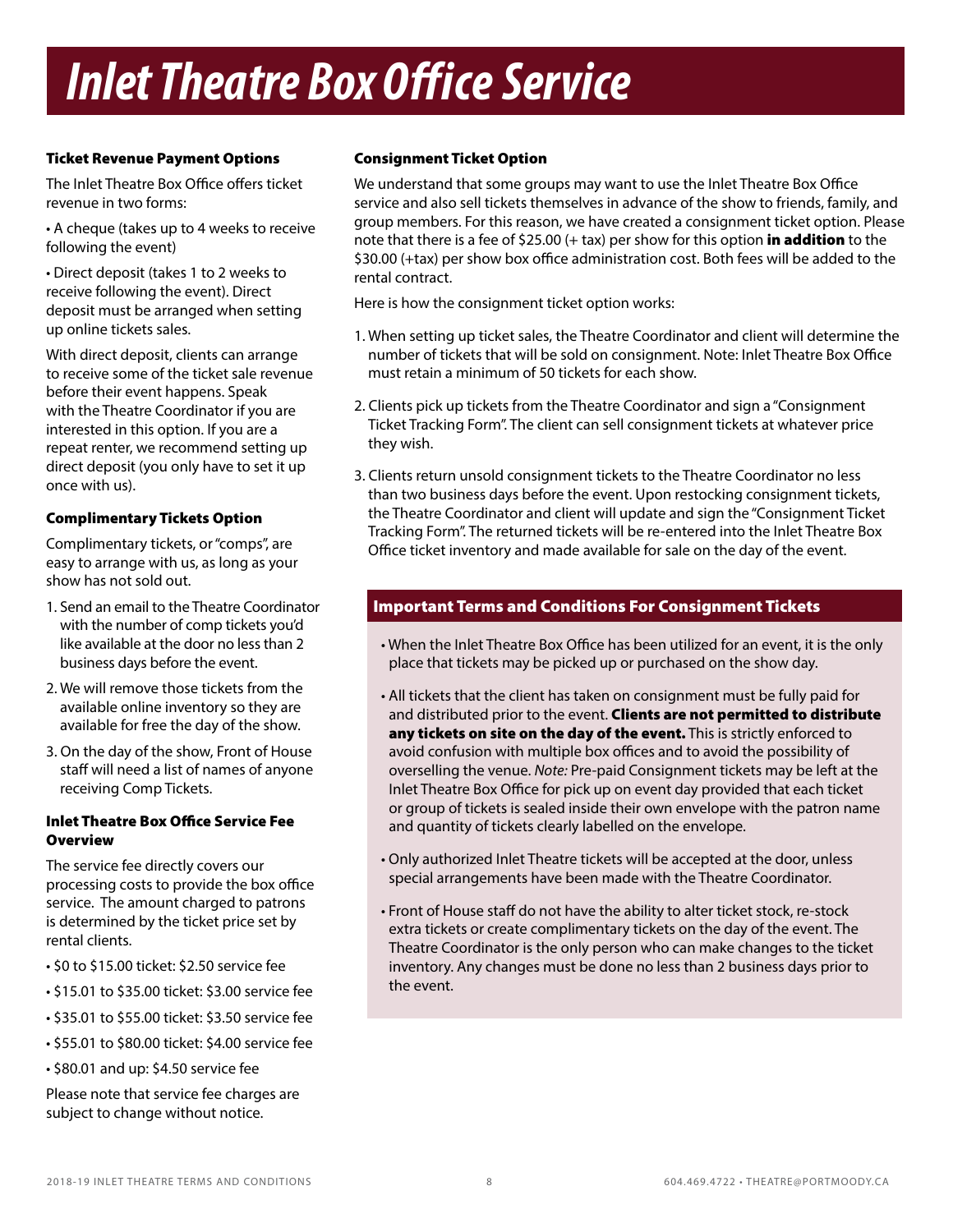# Inlet Theatre Box Office Service

### Ticket Revenue Payment Options

The Inlet Theatre Box Office offers ticket revenue in two forms:

- A cheque (takes up to 4 weeks to receive following the event)
- Direct deposit (takes 1 to 2 weeks to receive following the event). Direct deposit must be arranged when setting up online tickets sales.

With direct deposit, clients can arrange to receive some of the ticket sale revenue before their event happens. Speak with the Theatre Coordinator if you are interested in this option. If you are a repeat renter, we recommend setting up direct deposit (you only have to set it up once with us).

### Complimentary Tickets Option

Complimentary tickets, or "comps", are easy to arrange with us, as long as your show has not sold out.

1. Send an email to the Theatre Coordinator with the number of comp tickets you'd like available at the door no less than 2 business days before the event.
2. We will remove those tickets from the available online inventory so they are available for free the day of the show.
3. On the day of the show, Front of House staff will need a list of names of anyone receiving Comp Tickets.

### Inlet Theatre Box Office Service Fee Overview

The service fee directly covers our processing costs to provide the box office service. The amount charged to patrons is determined by the ticket price set by rental clients.

- $0 to $15.00 ticket: $2.50 service fee
- $15.01 to $35.00 ticket: $3.00 service fee
- $35.01 to $55.00 ticket: $3.50 service fee
- $55.01 to $80.00 ticket: $4.00 service fee
- $80.01 and up: $4.50 service fee

Please note that service fee charges are subject to change without notice.

### Consignment Ticket Option

We understand that some groups may want to use the Inlet Theatre Box Office service and also sell tickets themselves in advance of the show to friends, family, and group members. For this reason, we have created a consignment ticket option. Please note that there is a fee of $25.00 (+ tax) per show for this option **in addition** to the $30.00 (+tax) per show box office administration cost. Both fees will be added to the rental contract.

Here is how the consignment ticket option works:

1. When setting up ticket sales, the Theatre Coordinator and client will determine the number of tickets that will be sold on consignment. Note: Inlet Theatre Box Office must retain a minimum of 50 tickets for each show.
2. Clients pick up tickets from the Theatre Coordinator and sign a "Consignment Ticket Tracking Form". The client can sell consignment tickets at whatever price they wish.
3. Clients return unsold consignment tickets to the Theatre Coordinator no less than two business days before the event. Upon restocking consignment tickets, the Theatre Coordinator and client will update and sign the "Consignment Ticket Tracking Form". The returned tickets will be re-entered into the Inlet Theatre Box Office ticket inventory and made available for sale on the day of the event.

### Important Terms and Conditions For Consignment Tickets

- When the Inlet Theatre Box Office has been utilized for an event, it is the only place that tickets may be picked up or purchased on the show day.
- All tickets that the client has taken on consignment must be fully paid for and distributed prior to the event. **Clients are not permitted to distribute any tickets on site on the day of the event.** This is strictly enforced to avoid confusion with multiple box offices and to avoid the possibility of overselling the venue. *Note:* Pre-paid Consignment tickets may be left at the Inlet Theatre Box Office for pick up on event day provided that each ticket or group of tickets is sealed inside their own envelope with the patron name and quantity of tickets clearly labelled on the envelope.
- Only authorized Inlet Theatre tickets will be accepted at the door, unless special arrangements have been made with the Theatre Coordinator.
- Front of House staff do not have the ability to alter ticket stock, re-stock extra tickets or create complimentary tickets on the day of the event. The Theatre Coordinator is the only person who can make changes to the ticket inventory. Any changes must be done no less than 2 business days prior to the event.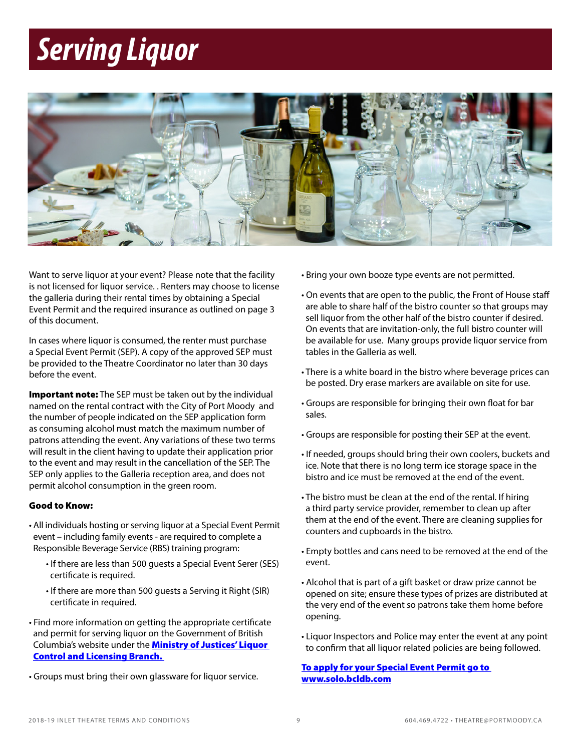# Serving Liquor

Want to serve liquor at your event? Please note that the facility is not licensed for liquor service. . Renters may choose to license the galleria during their rental times by obtaining a Special Event Permit and the required insurance as outlined on page 3 of this document.

In cases where liquor is consumed, the renter must purchase a Special Event Permit (SEP). A copy of the approved SEP must be provided to the Theatre Coordinator no later than 30 days before the event.

**Important note:** The SEP must be taken out by the individual named on the rental contract with the City of Port Moody and the number of people indicated on the SEP application form as consuming alcohol must match the maximum number of patrons attending the event. Any variations of these two terms will result in the client having to update their application prior to the event and may result in the cancellation of the SEP. The SEP only applies to the Galleria reception area, and does not permit alcohol consumption in the green room.

**Good to Know:**

- All individuals hosting or serving liquor at a Special Event Permit event – including family events - are required to complete a Responsible Beverage Service (RBS) training program:
  - If there are less than 500 guests a Special Event Serer (SES) certificate is required.
  - If there are more than 500 guests a Serving it Right (SIR) certificate in required.
- Find more information on getting the appropriate certificate and permit for serving liquor on the Government of British Columbia's website under the **Ministry of Justices' Liquor Control and Licensing Branch.**
- Groups must bring their own glassware for liquor service.
- Bring your own booze type events are not permitted.
- On events that are open to the public, the Front of House staff are able to share half of the bistro counter so that groups may sell liquor from the other half of the bistro counter if desired. On events that are invitation-only, the full bistro counter will be available for use. Many groups provide liquor service from tables in the Galleria as well.
- There is a white board in the bistro where beverage prices can be posted. Dry erase markers are available on site for use.
- Groups are responsible for bringing their own float for bar sales.
- Groups are responsible for posting their SEP at the event.
- If needed, groups should bring their own coolers, buckets and ice. Note that there is no long term ice storage space in the bistro and ice must be removed at the end of the event.
- The bistro must be clean at the end of the rental. If hiring a third party service provider, remember to clean up after them at the end of the event. There are cleaning supplies for counters and cupboards in the bistro.
- Empty bottles and cans need to be removed at the end of the event.
- Alcohol that is part of a gift basket or draw prize cannot be opened on site; ensure these types of prizes are distributed at the very end of the event so patrons take them home before opening.
- Liquor Inspectors and Police may enter the event at any point to confirm that all liquor related policies are being followed.

**To apply for your Special Event Permit go to www.solo.bcldb.com**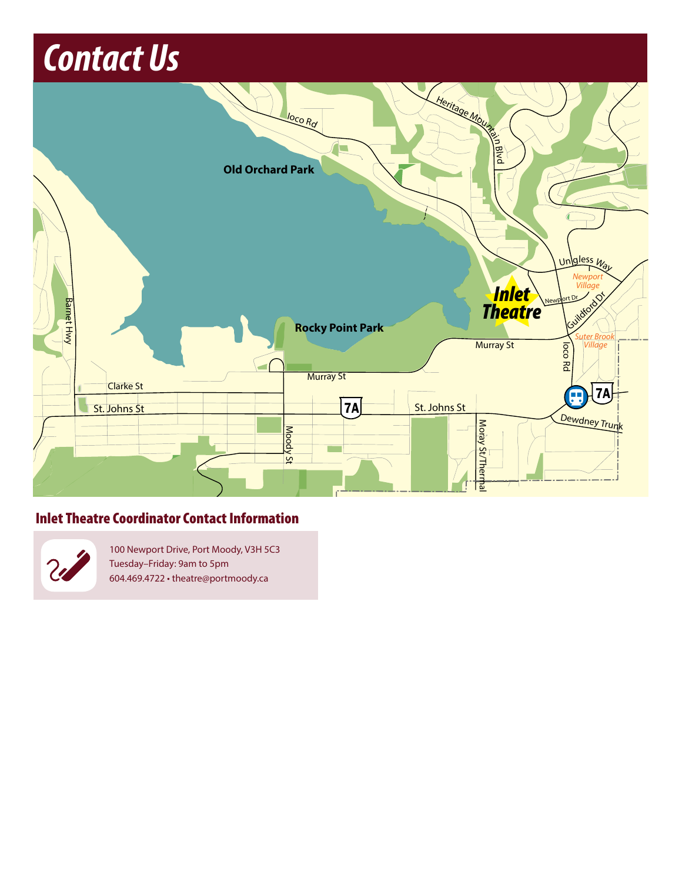# Contact Us

Ioco Rd

Heritage Mountain Blvd

Old Orchard Park

Unigless Way

Newport Village

Inlet Theatre

Newport Dr

Guildford Dr

Rocky Point Park

Murray St

Suter Brook Village

Ioco Rd

Barnet Hwy

Murray St

Clarke St

7A

St. Johns St

7A

St. Johns St

Dewdney Trunk

Moody St

Moray St/Thermal

## Inlet Theatre Coordinator Contact Information

100 Newport Drive, Port Moody, V3H 5C3
Tuesday–Friday: 9am to 5pm
604.469.4722 • theatre@portmoody.ca